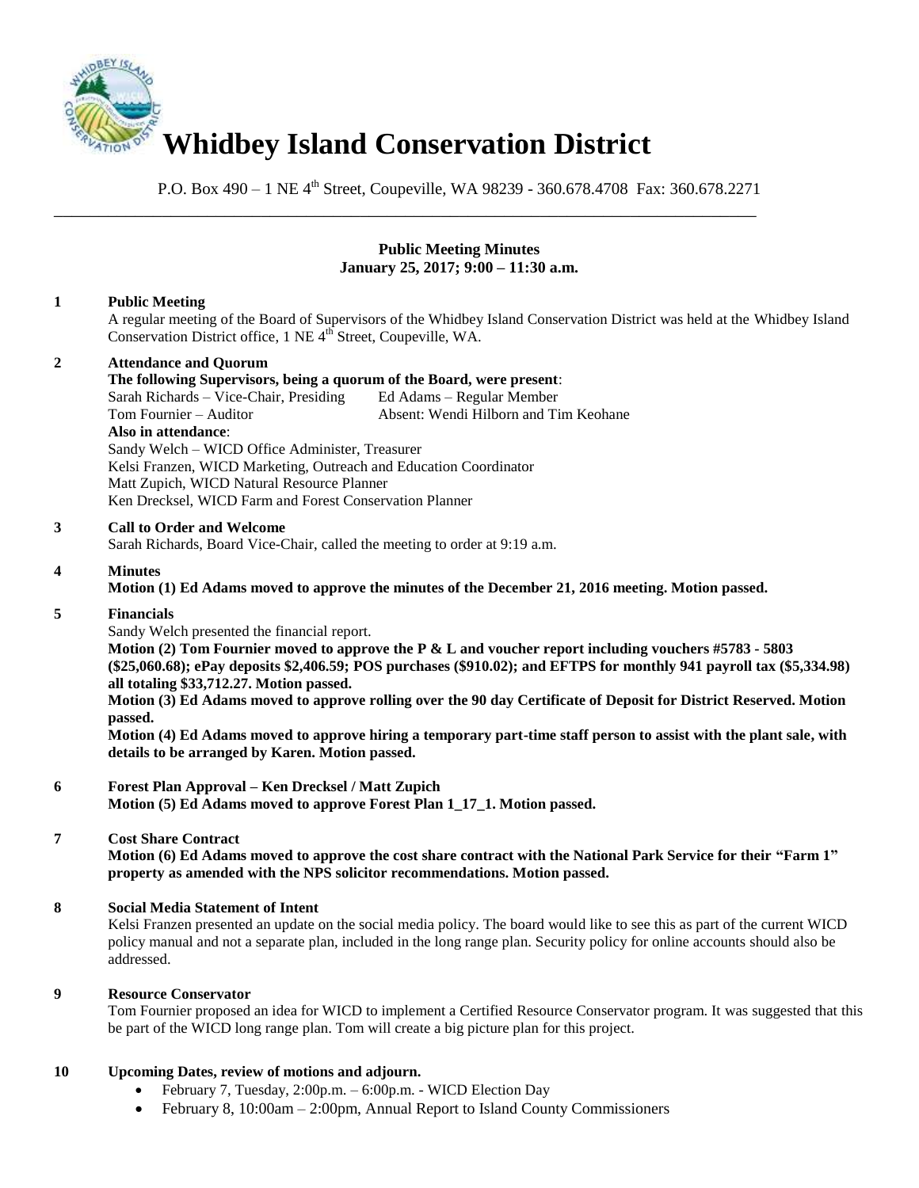# Whidbey Island Conservation District

P.O. Box 490 – 1 NE 4th Street, Coupeville, WA 98239 - 360.678.4708 Fax: 360.678.2271

---

**Public Meeting Minutes**
**January 25, 2017; 9:00 – 11:30 a.m.**

**1 Public Meeting**

A regular meeting of the Board of Supervisors of the Whidbey Island Conservation District was held at the Whidbey Island Conservation District office, 1 NE 4th Street, Coupeville, WA.

**2 Attendance and Quorum**

**The following Supervisors, being a quorum of the Board, were present**:

Sarah Richards – Vice-Chair, Presiding    Ed Adams – Regular Member
Tom Fournier – Auditor    Absent: Wendi Hilborn and Tim Keohane

**Also in attendance**:

Sandy Welch – WICD Office Administer, Treasurer
Kelsi Franzen, WICD Marketing, Outreach and Education Coordinator
Matt Zupich, WICD Natural Resource Planner
Ken Drecksel, WICD Farm and Forest Conservation Planner

**3 Call to Order and Welcome**

Sarah Richards, Board Vice-Chair, called the meeting to order at 9:19 a.m.

**4 Minutes**

**Motion (1) Ed Adams moved to approve the minutes of the December 21, 2016 meeting. Motion passed.**

**5 Financials**

Sandy Welch presented the financial report.

**Motion (2) Tom Fournier moved to approve the P & L and voucher report including vouchers #5783 - 5803 ($25,060.68); ePay deposits $2,406.59; POS purchases ($910.02); and EFTPS for monthly 941 payroll tax ($5,334.98) all totaling $33,712.27. Motion passed.**

**Motion (3) Ed Adams moved to approve rolling over the 90 day Certificate of Deposit for District Reserved. Motion passed.**

**Motion (4) Ed Adams moved to approve hiring a temporary part-time staff person to assist with the plant sale, with details to be arranged by Karen. Motion passed.**

**6 Forest Plan Approval – Ken Drecksel / Matt Zupich**

**Motion (5) Ed Adams moved to approve Forest Plan 1_17_1. Motion passed.**

**7 Cost Share Contract**

**Motion (6) Ed Adams moved to approve the cost share contract with the National Park Service for their "Farm 1" property as amended with the NPS solicitor recommendations. Motion passed.**

**8 Social Media Statement of Intent**

Kelsi Franzen presented an update on the social media policy. The board would like to see this as part of the current WICD policy manual and not a separate plan, included in the long range plan. Security policy for online accounts should also be addressed.

**9 Resource Conservator**

Tom Fournier proposed an idea for WICD to implement a Certified Resource Conservator program. It was suggested that this be part of the WICD long range plan. Tom will create a big picture plan for this project.

**10 Upcoming Dates, review of motions and adjourn.**

- February 7, Tuesday, 2:00p.m. – 6:00p.m. - WICD Election Day
- February 8, 10:00am – 2:00pm, Annual Report to Island County Commissioners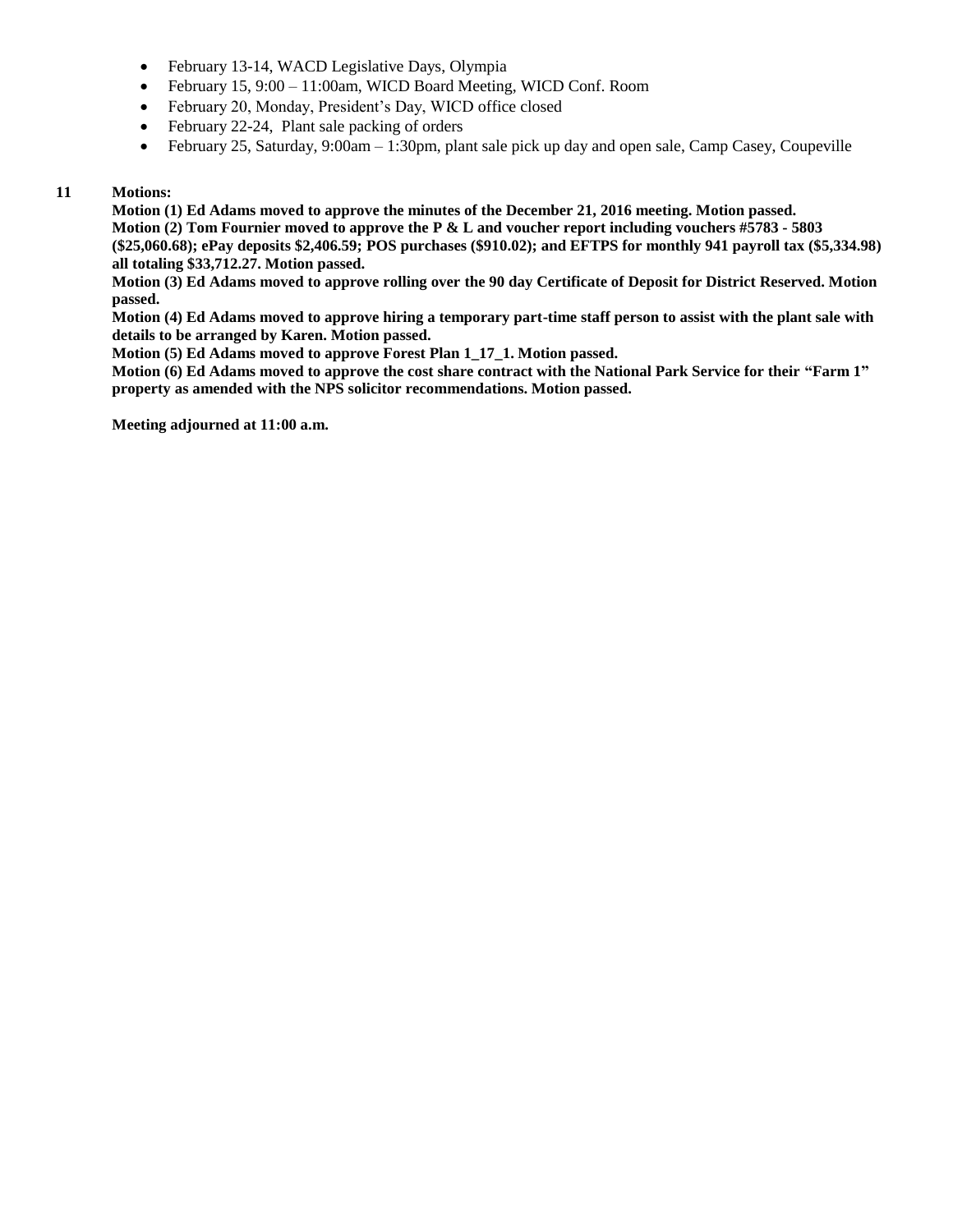- February 13-14, WACD Legislative Days, Olympia
- February 15, 9:00 – 11:00am, WICD Board Meeting, WICD Conf. Room
- February 20, Monday, President's Day, WICD office closed
- February 22-24, Plant sale packing of orders
- February 25, Saturday, 9:00am – 1:30pm, plant sale pick up day and open sale, Camp Casey, Coupeville

**11 Motions:**

**Motion (1) Ed Adams moved to approve the minutes of the December 21, 2016 meeting. Motion passed.**
**Motion (2) Tom Fournier moved to approve the P & L and voucher report including vouchers #5783 - 5803 ($25,060.68); ePay deposits $2,406.59; POS purchases ($910.02); and EFTPS for monthly 941 payroll tax ($5,334.98) all totaling $33,712.27. Motion passed.**
**Motion (3) Ed Adams moved to approve rolling over the 90 day Certificate of Deposit for District Reserved. Motion passed.**
**Motion (4) Ed Adams moved to approve hiring a temporary part-time staff person to assist with the plant sale with details to be arranged by Karen. Motion passed.**
**Motion (5) Ed Adams moved to approve Forest Plan 1_17_1. Motion passed.**
**Motion (6) Ed Adams moved to approve the cost share contract with the National Park Service for their "Farm 1" property as amended with the NPS solicitor recommendations. Motion passed.**

**Meeting adjourned at 11:00 a.m.**